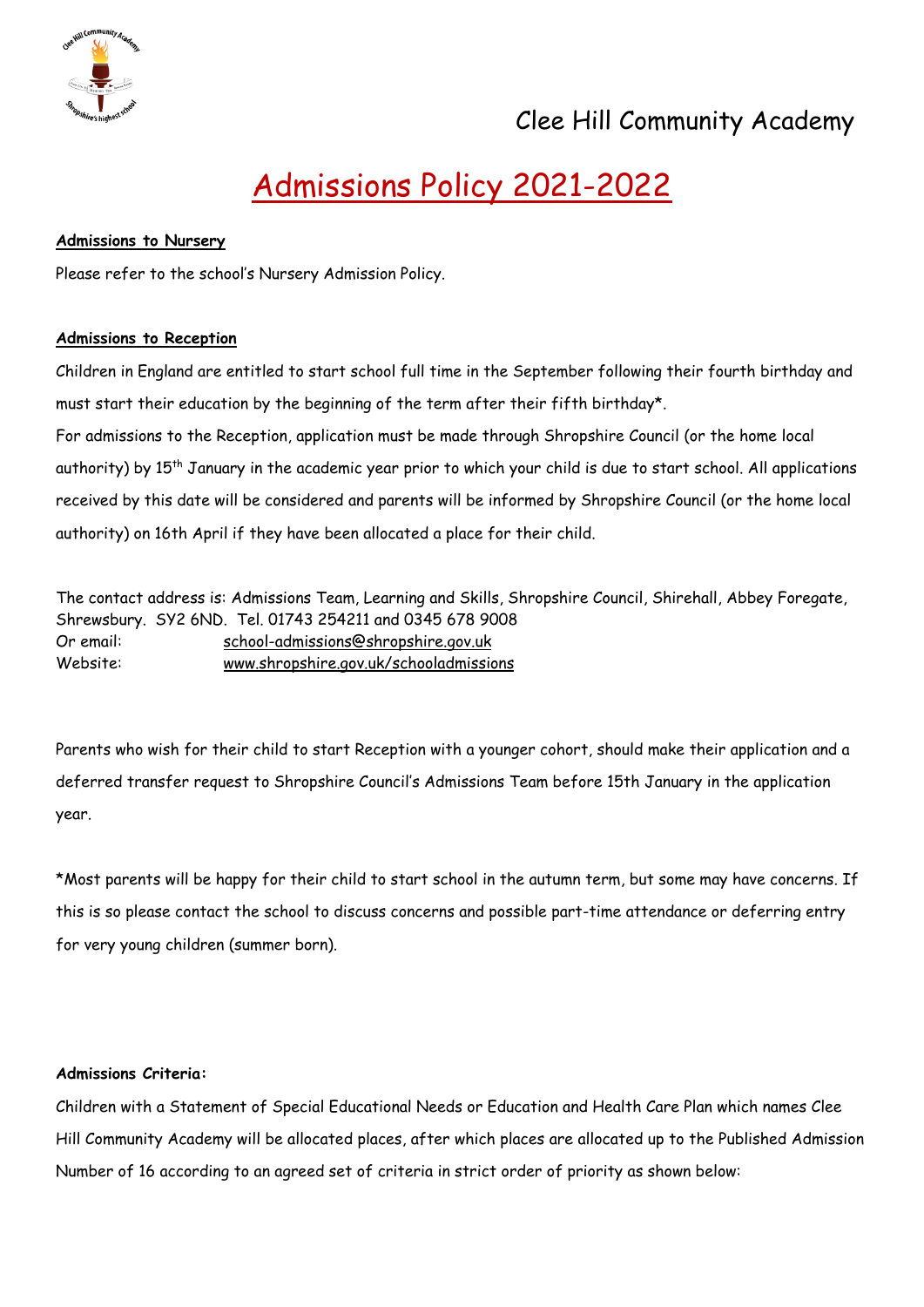Clee Hill Community Academy

# Admissions Policy 2021-2022

**Admissions to Nursery**

Please refer to the school's Nursery Admission Policy.

**Admissions to Reception**

Children in England are entitled to start school full time in the September following their fourth birthday and must start their education by the beginning of the term after their fifth birthday*.

For admissions to the Reception, application must be made through Shropshire Council (or the home local authority) by 15th January in the academic year prior to which your child is due to start school. All applications received by this date will be considered and parents will be informed by Shropshire Council (or the home local authority) on 16th April if they have been allocated a place for their child.

The contact address is: Admissions Team, Learning and Skills, Shropshire Council, Shirehall, Abbey Foregate, Shrewsbury. SY2 6ND. Tel. 01743 254211 and 0345 678 9008
Or email: school-admissions@shropshire.gov.uk
Website: www.shropshire.gov.uk/schooladmissions

Parents who wish for their child to start Reception with a younger cohort, should make their application and a deferred transfer request to Shropshire Council's Admissions Team before 15th January in the application year.

*Most parents will be happy for their child to start school in the autumn term, but some may have concerns. If this is so please contact the school to discuss concerns and possible part-time attendance or deferring entry for very young children (summer born).

**Admissions Criteria:**

Children with a Statement of Special Educational Needs or Education and Health Care Plan which names Clee Hill Community Academy will be allocated places, after which places are allocated up to the Published Admission Number of 16 according to an agreed set of criteria in strict order of priority as shown below: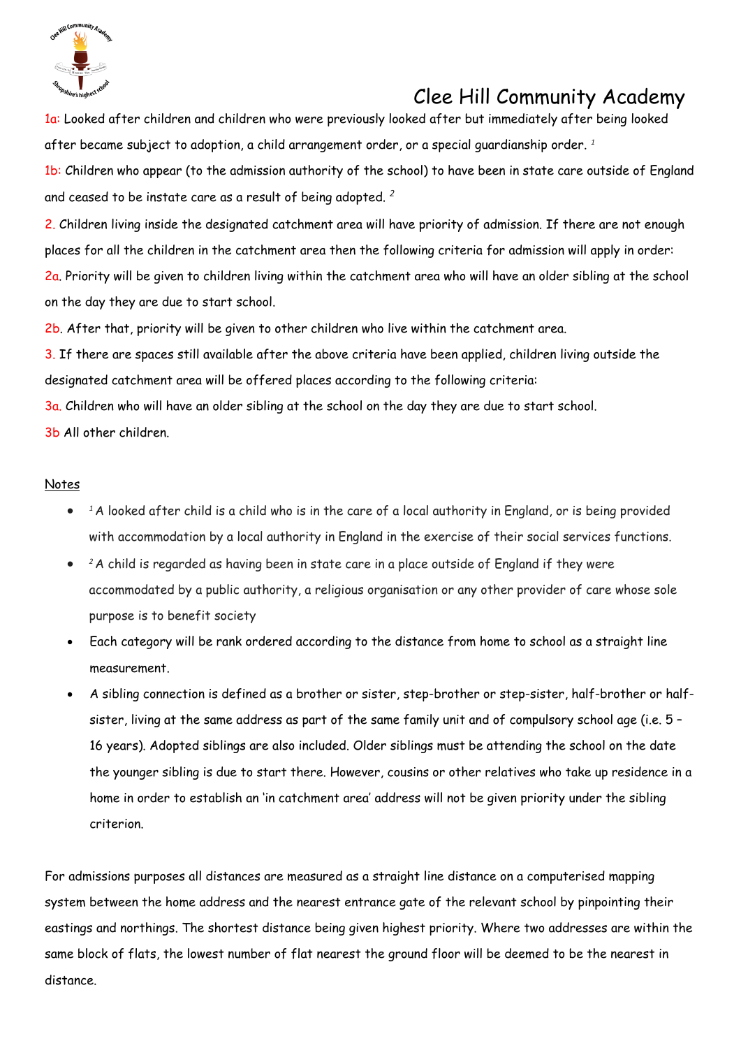# Clee Hill Community Academy

1a: Looked after children and children who were previously looked after but immediately after being looked after became subject to adoption, a child arrangement order, or a special guardianship order. [1]

1b: Children who appear (to the admission authority of the school) to have been in state care outside of England and ceased to be instate care as a result of being adopted. [2]

2. Children living inside the designated catchment area will have priority of admission. If there are not enough places for all the children in the catchment area then the following criteria for admission will apply in order:

2a. Priority will be given to children living within the catchment area who will have an older sibling at the school on the day they are due to start school.

2b. After that, priority will be given to other children who live within the catchment area.

3. If there are spaces still available after the above criteria have been applied, children living outside the designated catchment area will be offered places according to the following criteria:

3a. Children who will have an older sibling at the school on the day they are due to start school.

3b All other children.

Notes

- [1] A looked after child is a child who is in the care of a local authority in England, or is being provided with accommodation by a local authority in England in the exercise of their social services functions.
- [2] A child is regarded as having been in state care in a place outside of England if they were accommodated by a public authority, a religious organisation or any other provider of care whose sole purpose is to benefit society
- Each category will be rank ordered according to the distance from home to school as a straight line measurement.
- A sibling connection is defined as a brother or sister, step-brother or step-sister, half-brother or half-sister, living at the same address as part of the same family unit and of compulsory school age (i.e. 5 – 16 years). Adopted siblings are also included. Older siblings must be attending the school on the date the younger sibling is due to start there. However, cousins or other relatives who take up residence in a home in order to establish an 'in catchment area' address will not be given priority under the sibling criterion.

For admissions purposes all distances are measured as a straight line distance on a computerised mapping system between the home address and the nearest entrance gate of the relevant school by pinpointing their eastings and northings. The shortest distance being given highest priority. Where two addresses are within the same block of flats, the lowest number of flat nearest the ground floor will be deemed to be the nearest in distance.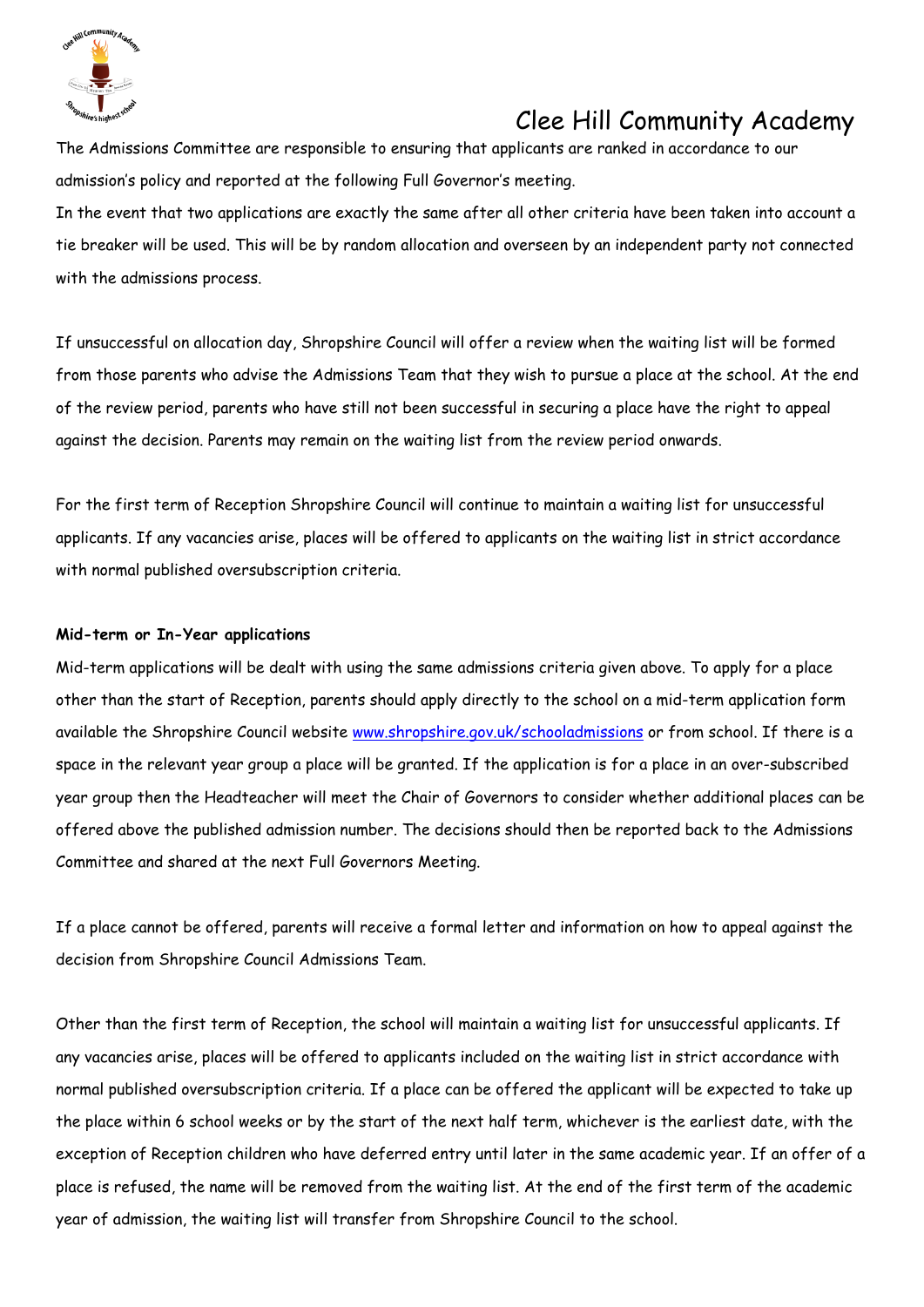The Admissions Committee are responsible to ensuring that applicants are ranked in accordance to our admission's policy and reported at the following Full Governor's meeting.

In the event that two applications are exactly the same after all other criteria have been taken into account a tie breaker will be used. This will be by random allocation and overseen by an independent party not connected with the admissions process.

If unsuccessful on allocation day, Shropshire Council will offer a review when the waiting list will be formed from those parents who advise the Admissions Team that they wish to pursue a place at the school. At the end of the review period, parents who have still not been successful in securing a place have the right to appeal against the decision. Parents may remain on the waiting list from the review period onwards.

For the first term of Reception Shropshire Council will continue to maintain a waiting list for unsuccessful applicants. If any vacancies arise, places will be offered to applicants on the waiting list in strict accordance with normal published oversubscription criteria.

**Mid-term or In-Year applications**

Mid-term applications will be dealt with using the same admissions criteria given above. To apply for a place other than the start of Reception, parents should apply directly to the school on a mid-term application form available the Shropshire Council website [www.shropshire.gov.uk/schooladmissions](http://www.shropshire.gov.uk/schooladmissions) or from school. If there is a space in the relevant year group a place will be granted. If the application is for a place in an over-subscribed year group then the Headteacher will meet the Chair of Governors to consider whether additional places can be offered above the published admission number. The decisions should then be reported back to the Admissions Committee and shared at the next Full Governors Meeting.

If a place cannot be offered, parents will receive a formal letter and information on how to appeal against the decision from Shropshire Council Admissions Team.

Other than the first term of Reception, the school will maintain a waiting list for unsuccessful applicants. If any vacancies arise, places will be offered to applicants included on the waiting list in strict accordance with normal published oversubscription criteria. If a place can be offered the applicant will be expected to take up the place within 6 school weeks or by the start of the next half term, whichever is the earliest date, with the exception of Reception children who have deferred entry until later in the same academic year. If an offer of a place is refused, the name will be removed from the waiting list. At the end of the first term of the academic year of admission, the waiting list will transfer from Shropshire Council to the school.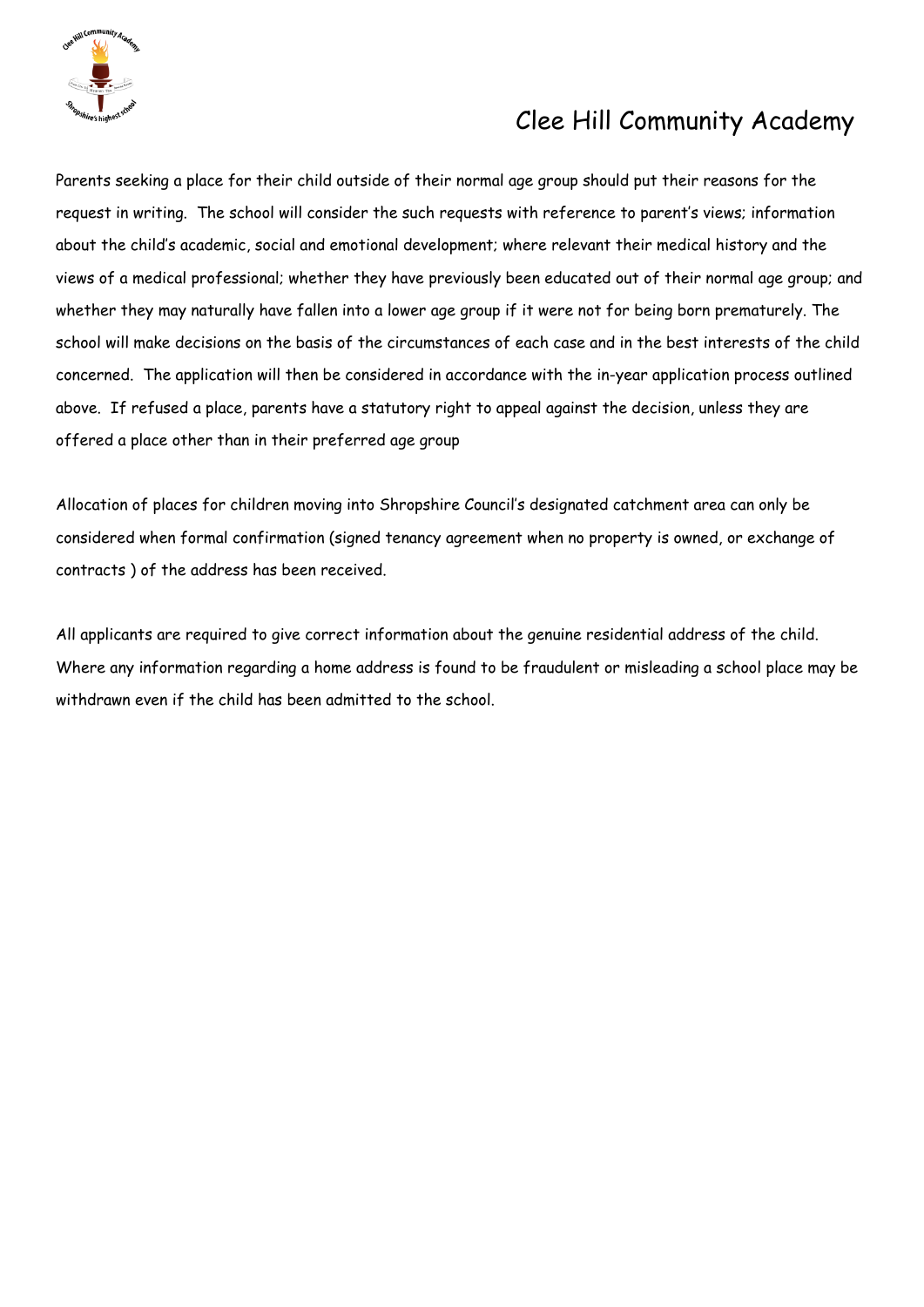Parents seeking a place for their child outside of their normal age group should put their reasons for the request in writing. The school will consider the such requests with reference to parent's views; information about the child's academic, social and emotional development; where relevant their medical history and the views of a medical professional; whether they have previously been educated out of their normal age group; and whether they may naturally have fallen into a lower age group if it were not for being born prematurely. The school will make decisions on the basis of the circumstances of each case and in the best interests of the child concerned. The application will then be considered in accordance with the in-year application process outlined above. If refused a place, parents have a statutory right to appeal against the decision, unless they are offered a place other than in their preferred age group

Allocation of places for children moving into Shropshire Council's designated catchment area can only be considered when formal confirmation (signed tenancy agreement when no property is owned, or exchange of contracts ) of the address has been received.

All applicants are required to give correct information about the genuine residential address of the child. Where any information regarding a home address is found to be fraudulent or misleading a school place may be withdrawn even if the child has been admitted to the school.